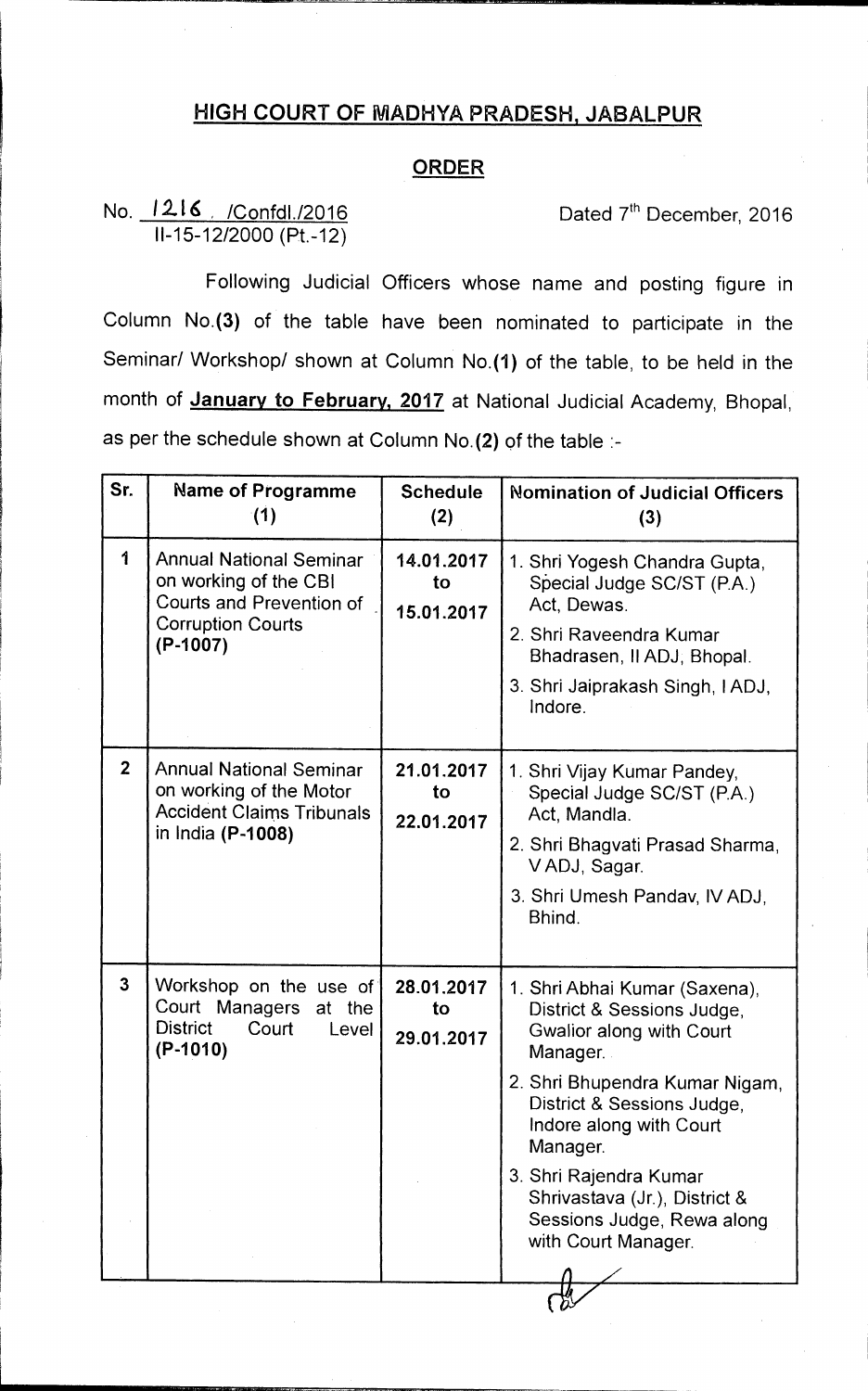# HIGH COURT OF MADHYA PRADESH, JABALPUR

## ORDER

No. 1216 /Confdl./2016
II-15-12/2000 (Pt.-12)

Dated 7th December, 2016

Following Judicial Officers whose name and posting figure in Column No.**(3)** of the table have been nominated to participate in the Seminar/ Workshop/ shown at Column No.**(1)** of the table, to be held in the month of **January to February, 2017** at National Judicial Academy, Bhopal, as per the schedule shown at Column No.**(2)** of the table :-

| Sr. | Name of Programme (1) | Schedule (2) | Nomination of Judicial Officers (3) |
|---|---|---|---|
| 1 | Annual National Seminar on working of the CBI Courts and Prevention of Corruption Courts **(P-1007)** | **14.01.2017 to 15.01.2017** | 1. Shri Yogesh Chandra Gupta, Special Judge SC/ST (P.A.) Act, Dewas.<br>2. Shri Raveendra Kumar Bhadrasen, II ADJ, Bhopal.<br>3. Shri Jaiprakash Singh, I ADJ, Indore. |
| 2 | Annual National Seminar on working of the Motor Accident Claims Tribunals in India **(P-1008)** | **21.01.2017 to 22.01.2017** | 1. Shri Vijay Kumar Pandey, Special Judge SC/ST (P.A.) Act, Mandla.<br>2. Shri Bhagvati Prasad Sharma, V ADJ, Sagar.<br>3. Shri Umesh Pandav, IV ADJ, Bhind. |
| 3 | Workshop on the use of Court Managers at the District Court Level **(P-1010)** | **28.01.2017 to 29.01.2017** | 1. Shri Abhai Kumar (Saxena), District & Sessions Judge, Gwalior along with Court Manager.<br>2. Shri Bhupendra Kumar Nigam, District & Sessions Judge, Indore along with Court Manager.<br>3. Shri Rajendra Kumar Shrivastava (Jr.), District & Sessions Judge, Rewa along with Court Manager. |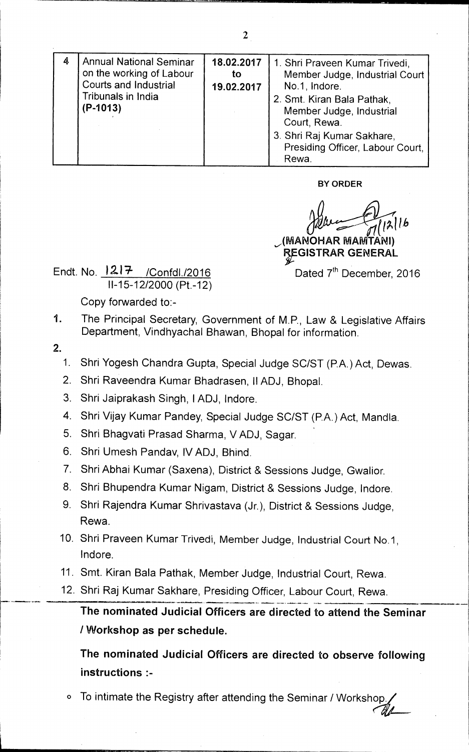| 4 | Annual National Seminar on the working of Labour Courts and Industrial Tribunals in India **(P-1013)** | **18.02.2017 to 19.02.2017** | 1. Shri Praveen Kumar Trivedi, Member Judge, Industrial Court No.1, Indore.<br>2. Smt. Kiran Bala Pathak, Member Judge, Industrial Court, Rewa.<br>3. Shri Raj Kumar Sakhare, Presiding Officer, Labour Court, Rewa. |
|---|---|---|---|

**BY ORDER**

7/12/16

**(MANOHAR MAMTANI)**
**REGISTRAR GENERAL**

Endt. No. 1217 /Confdl./2016
II-15-12/2000 (Pt.-12)

Dated 7[th] December, 2016

Copy forwarded to:-

1. The Principal Secretary, Government of M.P., Law & Legislative Affairs Department, Vindhyachal Bhawan, Bhopal for information.
2. 
   1. Shri Yogesh Chandra Gupta, Special Judge SC/ST (P.A.) Act, Dewas.
   2. Shri Raveendra Kumar Bhadrasen, II ADJ, Bhopal.
   3. Shri Jaiprakash Singh, I ADJ, Indore.
   4. Shri Vijay Kumar Pandey, Special Judge SC/ST (P.A.) Act, Mandla.
   5. Shri Bhagvati Prasad Sharma, V ADJ, Sagar.
   6. Shri Umesh Pandav, IV ADJ, Bhind.
   7. Shri Abhai Kumar (Saxena), District & Sessions Judge, Gwalior.
   8. Shri Bhupendra Kumar Nigam, District & Sessions Judge, Indore.
   9. Shri Rajendra Kumar Shrivastava (Jr.), District & Sessions Judge, Rewa.
   10. Shri Praveen Kumar Trivedi, Member Judge, Industrial Court No.1, Indore.
   11. Smt. Kiran Bala Pathak, Member Judge, Industrial Court, Rewa.
   12. Shri Raj Kumar Sakhare, Presiding Officer, Labour Court, Rewa.

**The nominated Judicial Officers are directed to attend the Seminar / Workshop as per schedule.**

**The nominated Judicial Officers are directed to observe following instructions :-**

- To intimate the Registry after attending the Seminar / Workshop.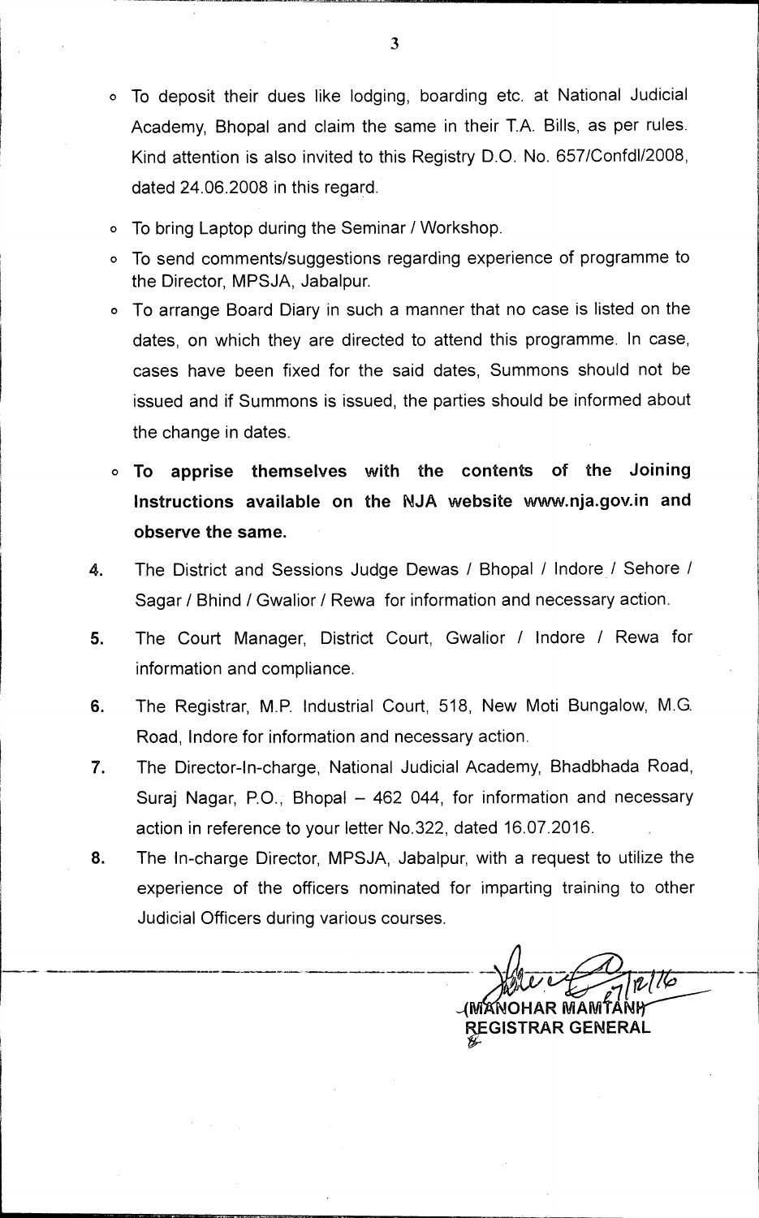- To deposit their dues like lodging, boarding etc. at National Judicial Academy, Bhopal and claim the same in their T.A. Bills, as per rules. Kind attention is also invited to this Registry D.O. No. 657/Confdl/2008, dated 24.06.2008 in this regard.
- To bring Laptop during the Seminar / Workshop.
- To send comments/suggestions regarding experience of programme to the Director, MPSJA, Jabalpur.
- To arrange Board Diary in such a manner that no case is listed on the dates, on which they are directed to attend this programme. In case, cases have been fixed for the said dates, Summons should not be issued and if Summons is issued, the parties should be informed about the change in dates.
- **To apprise themselves with the contents of the Joining Instructions available on the NJA website www.nja.gov.in and observe the same.**

4. The District and Sessions Judge Dewas / Bhopal / Indore / Sehore / Sagar / Bhind / Gwalior / Rewa for information and necessary action.
5. The Court Manager, District Court, Gwalior / Indore / Rewa for information and compliance.
6. The Registrar, M.P. Industrial Court, 518, New Moti Bungalow, M.G. Road, Indore for information and necessary action.
7. The Director-In-charge, National Judicial Academy, Bhadbhada Road, Suraj Nagar, P.O., Bhopal – 462 044, for information and necessary action in reference to your letter No.322, dated 16.07.2016.
8. The In-charge Director, MPSJA, Jabalpur, with a request to utilize the experience of the officers nominated for imparting training to other Judicial Officers during various courses.

27/12/16

(MANOHAR MAMTANI)
REGISTRAR GENERAL